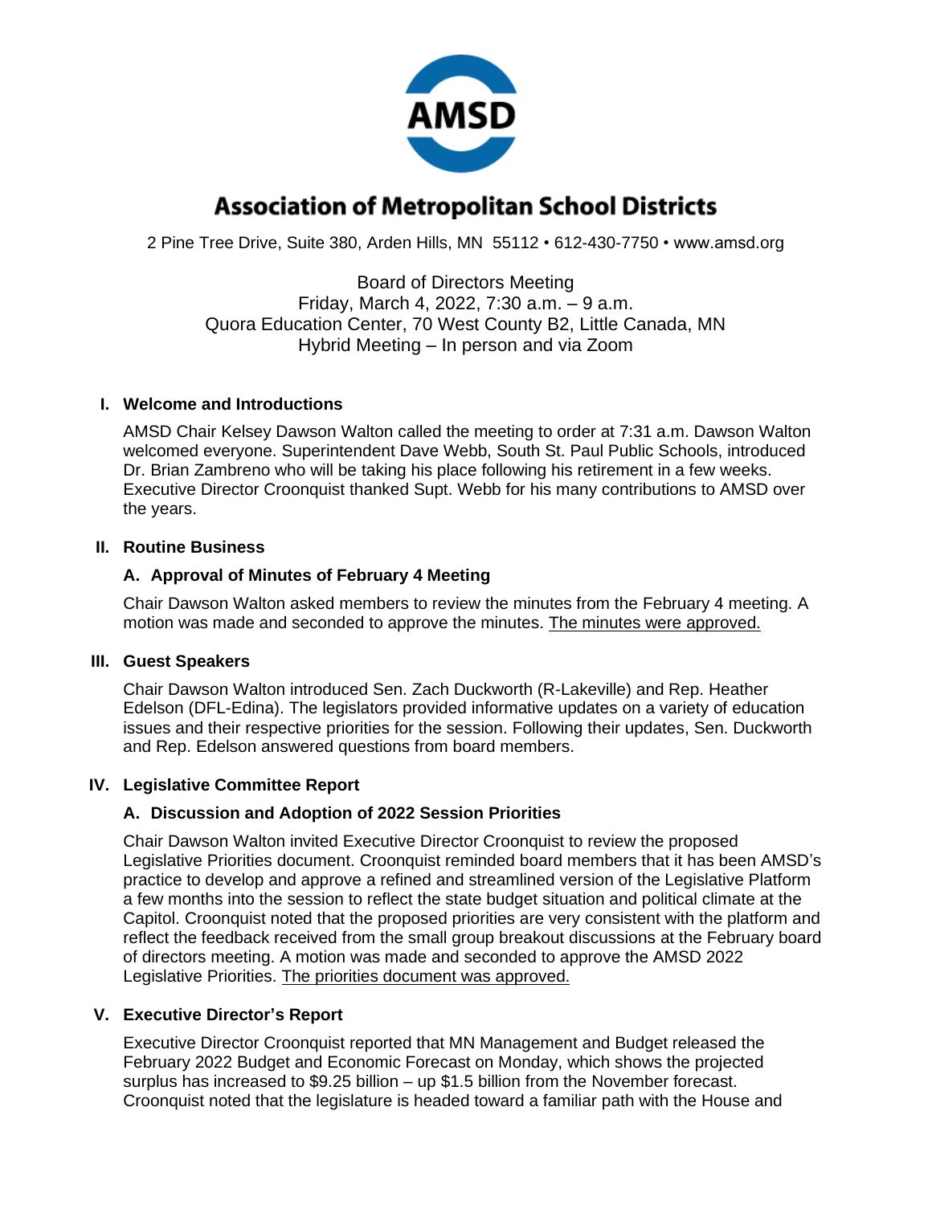**AMSD**

# Association of Metropolitan School Districts

2 Pine Tree Drive, Suite 380, Arden Hills, MN 55112 • 612-430-7750 • www.amsd.org

Board of Directors Meeting
Friday, March 4, 2022, 7:30 a.m. – 9 a.m.
Quora Education Center, 70 West County B2, Little Canada, MN
Hybrid Meeting – In person and via Zoom

## I. Welcome and Introductions

AMSD Chair Kelsey Dawson Walton called the meeting to order at 7:31 a.m. Dawson Walton welcomed everyone. Superintendent Dave Webb, South St. Paul Public Schools, introduced Dr. Brian Zambreno who will be taking his place following his retirement in a few weeks. Executive Director Croonquist thanked Supt. Webb for his many contributions to AMSD over the years.

## II. Routine Business

### A. Approval of Minutes of February 4 Meeting

Chair Dawson Walton asked members to review the minutes from the February 4 meeting. A motion was made and seconded to approve the minutes. The minutes were approved.

## III. Guest Speakers

Chair Dawson Walton introduced Sen. Zach Duckworth (R-Lakeville) and Rep. Heather Edelson (DFL-Edina). The legislators provided informative updates on a variety of education issues and their respective priorities for the session. Following their updates, Sen. Duckworth and Rep. Edelson answered questions from board members.

## IV. Legislative Committee Report

### A. Discussion and Adoption of 2022 Session Priorities

Chair Dawson Walton invited Executive Director Croonquist to review the proposed Legislative Priorities document. Croonquist reminded board members that it has been AMSD's practice to develop and approve a refined and streamlined version of the Legislative Platform a few months into the session to reflect the state budget situation and political climate at the Capitol. Croonquist noted that the proposed priorities are very consistent with the platform and reflect the feedback received from the small group breakout discussions at the February board of directors meeting. A motion was made and seconded to approve the AMSD 2022 Legislative Priorities. The priorities document was approved.

## V. Executive Director's Report

Executive Director Croonquist reported that MN Management and Budget released the February 2022 Budget and Economic Forecast on Monday, which shows the projected surplus has increased to $9.25 billion – up $1.5 billion from the November forecast. Croonquist noted that the legislature is headed toward a familiar path with the House and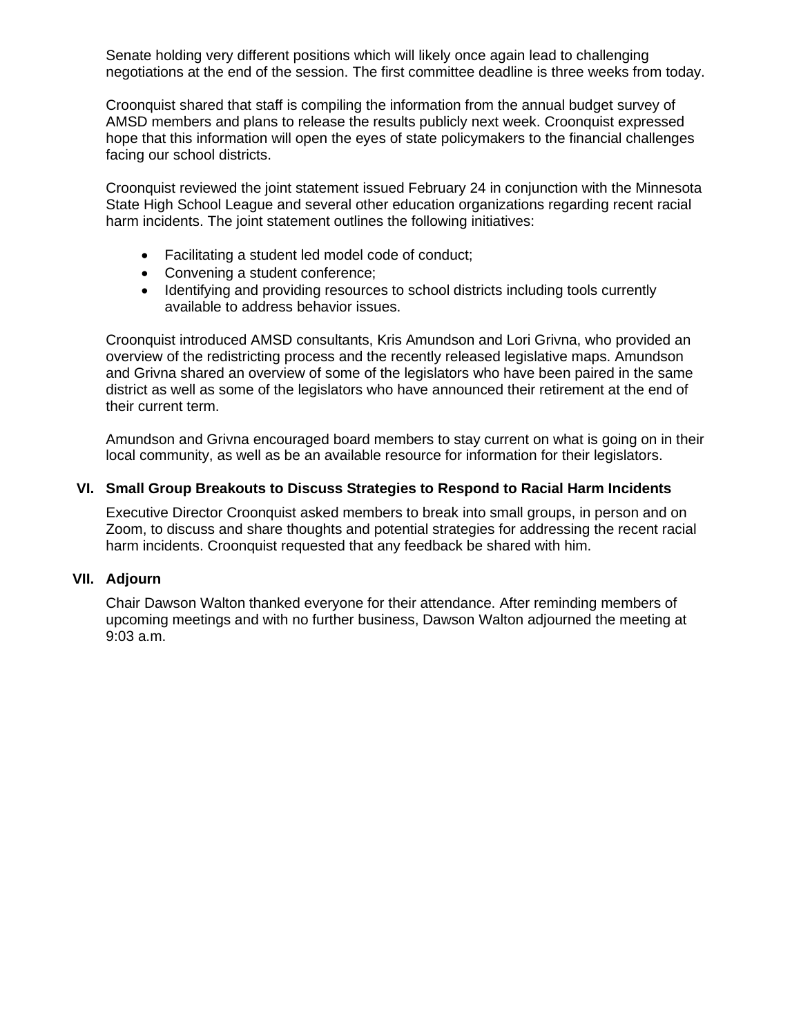Senate holding very different positions which will likely once again lead to challenging negotiations at the end of the session. The first committee deadline is three weeks from today.

Croonquist shared that staff is compiling the information from the annual budget survey of AMSD members and plans to release the results publicly next week. Croonquist expressed hope that this information will open the eyes of state policymakers to the financial challenges facing our school districts.

Croonquist reviewed the joint statement issued February 24 in conjunction with the Minnesota State High School League and several other education organizations regarding recent racial harm incidents. The joint statement outlines the following initiatives:

- Facilitating a student led model code of conduct;
- Convening a student conference;
- Identifying and providing resources to school districts including tools currently available to address behavior issues.

Croonquist introduced AMSD consultants, Kris Amundson and Lori Grivna, who provided an overview of the redistricting process and the recently released legislative maps. Amundson and Grivna shared an overview of some of the legislators who have been paired in the same district as well as some of the legislators who have announced their retirement at the end of their current term.

Amundson and Grivna encouraged board members to stay current on what is going on in their local community, as well as be an available resource for information for their legislators.

## VI. Small Group Breakouts to Discuss Strategies to Respond to Racial Harm Incidents

Executive Director Croonquist asked members to break into small groups, in person and on Zoom, to discuss and share thoughts and potential strategies for addressing the recent racial harm incidents. Croonquist requested that any feedback be shared with him.

## VII. Adjourn

Chair Dawson Walton thanked everyone for their attendance. After reminding members of upcoming meetings and with no further business, Dawson Walton adjourned the meeting at 9:03 a.m.